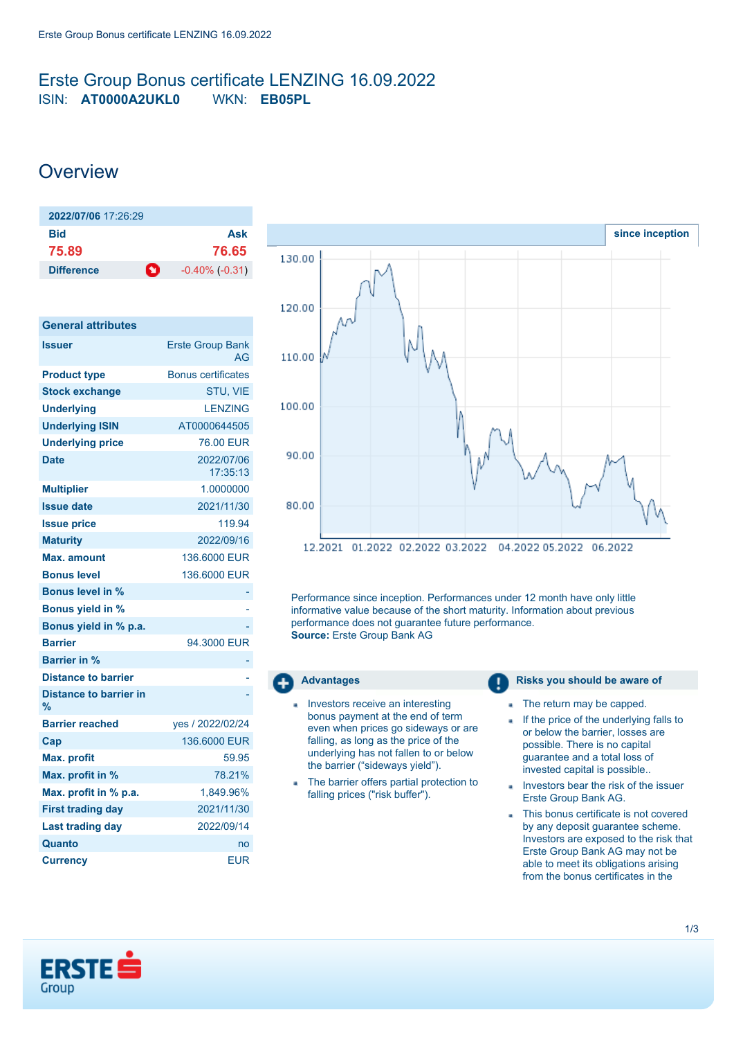# Erste Group Bonus certificate LENZING 16.09.2022

ISIN: **AT0000A2UKL0** WKN: **EB05PL**

## Overview

| 2022/07/06 17:26:29 | |
|---|---|
| **Bid** | **Ask** |
| 75.89 | 76.65 |
| **Difference** | -0.40% (-0.31) |

| General attributes | |
|---|---|
| **Issuer** | Erste Group Bank AG |
| **Product type** | Bonus certificates |
| **Stock exchange** | STU, VIE |
| **Underlying** | LENZING |
| **Underlying ISIN** | AT0000644505 |
| **Underlying price** | 76.00 EUR |
| **Date** | 2022/07/06 17:35:13 |
| **Multiplier** | 1.0000000 |
| **Issue date** | 2021/11/30 |
| **Issue price** | 119.94 |
| **Maturity** | 2022/09/16 |
| **Max. amount** | 136.6000 EUR |
| **Bonus level** | 136.6000 EUR |
| **Bonus level in %** | - |
| **Bonus yield in %** | - |
| **Bonus yield in % p.a.** | - |
| **Barrier** | 94.3000 EUR |
| **Barrier in %** | - |
| **Distance to barrier** | - |
| **Distance to barrier in %** | - |
| **Barrier reached** | yes / 2022/02/24 |
| **Cap** | 136.6000 EUR |
| **Max. profit** | 59.95 |
| **Max. profit in %** | 78.21% |
| **Max. profit in % p.a.** | 1,849.96% |
| **First trading day** | 2021/11/30 |
| **Last trading day** | 2022/09/14 |
| **Quanto** | no |
| **Currency** | EUR |

since inception

Performance since inception. Performances under 12 month have only little informative value because of the short maturity. Information about previous performance does not guarantee future performance.
**Source:** Erste Group Bank AG

### Advantages

- Investors receive an interesting bonus payment at the end of term even when prices go sideways or are falling, as long as the underlying has not fallen to or below the barrier ("sideways yield").
- The barrier offers partial protection to falling prices ("risk buffer").

### Risks you should be aware of

- The return may be capped.
- If the price of the underlying falls to or below the barrier, losses are possible. There is no capital guarantee and a total loss of invested capital is possible..
- Investors bear the risk of the issuer Erste Group Bank AG.
- This bonus certificate is not covered by any deposit guarantee scheme. Investors are exposed to the risk that Erste Group Bank AG may not be able to meet its obligations arising from the bonus certificates in the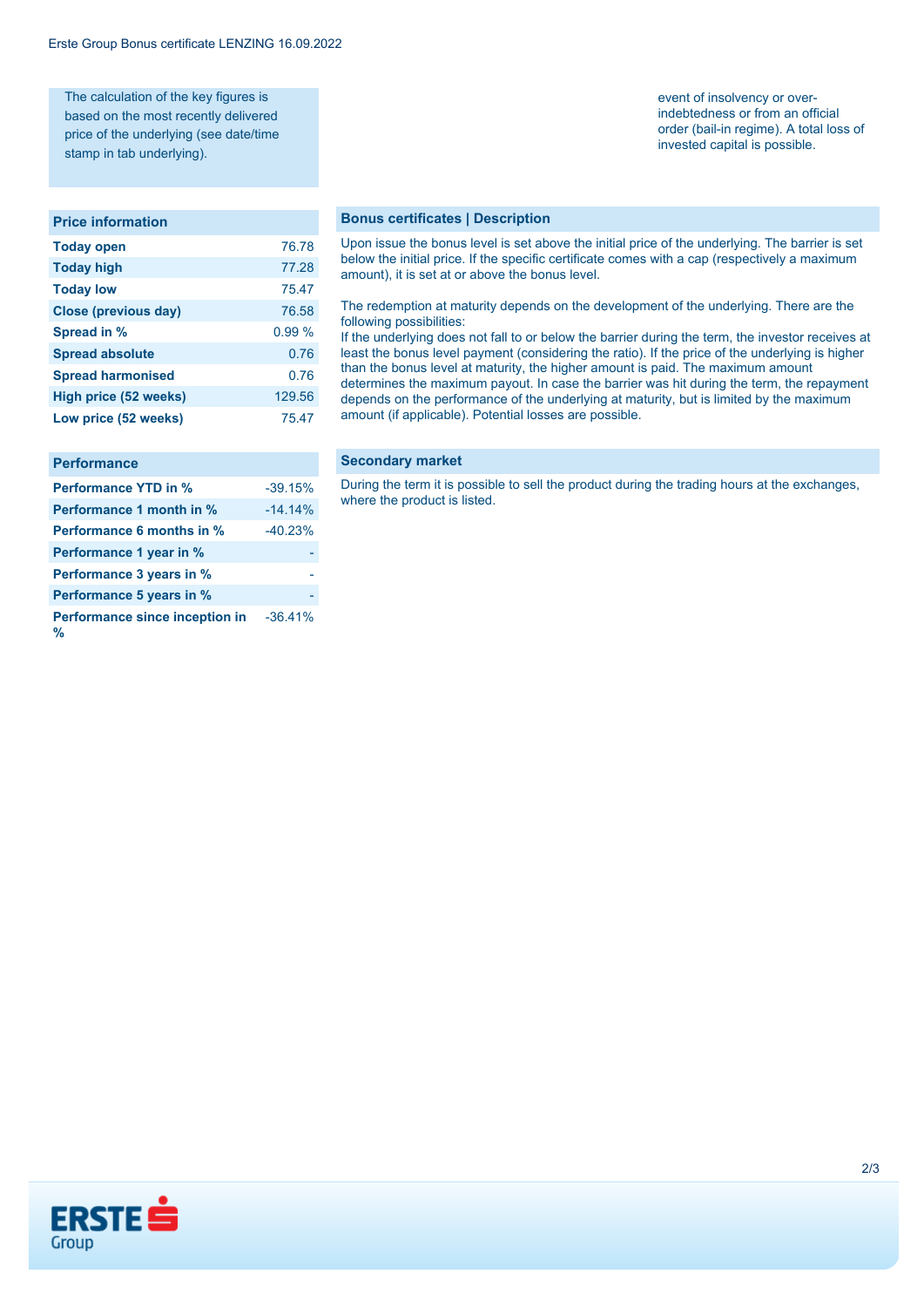The calculation of the key figures is based on the most recently delivered price of the underlying (see date/time stamp in tab underlying).

event of insolvency or over-indebtedness or from an official order (bail-in regime). A total loss of invested capital is possible.

| Price information | |
|---|---|
| **Today open** | 76.78 |
| **Today high** | 77.28 |
| **Today low** | 75.47 |
| **Close (previous day)** | 76.58 |
| **Spread in %** | 0.99 % |
| **Spread absolute** | 0.76 |
| **Spread harmonised** | 0.76 |
| **High price (52 weeks)** | 129.56 |
| **Low price (52 weeks)** | 75.47 |

| Performance | |
|---|---|
| **Performance YTD in %** | -39.15% |
| **Performance 1 month in %** | -14.14% |
| **Performance 6 months in %** | -40.23% |
| **Performance 1 year in %** | - |
| **Performance 3 years in %** | - |
| **Performance 5 years in %** | - |
| **Performance since inception in %** | -36.41% |

## Bonus certificates | Description

Upon issue the bonus level is set above the initial price of the underlying. The barrier is set below the initial price. If the specific certificate comes with a cap (respectively a maximum amount), it is set at or above the bonus level.

The redemption at maturity depends on the development of the underlying. There are the following possibilities:
If the underlying does not fall to or below the barrier during the term, the investor receives at least the bonus level payment (considering the ratio). If the price of the underlying is higher than the bonus level at maturity, the higher amount is paid. The maximum amount determines the maximum payout. In case the barrier was hit during the term, the repayment depends on the performance of the underlying at maturity, but is limited by the maximum amount (if applicable). Potential losses are possible.

## Secondary market

During the term it is possible to sell the product during the trading hours at the exchanges, where the product is listed.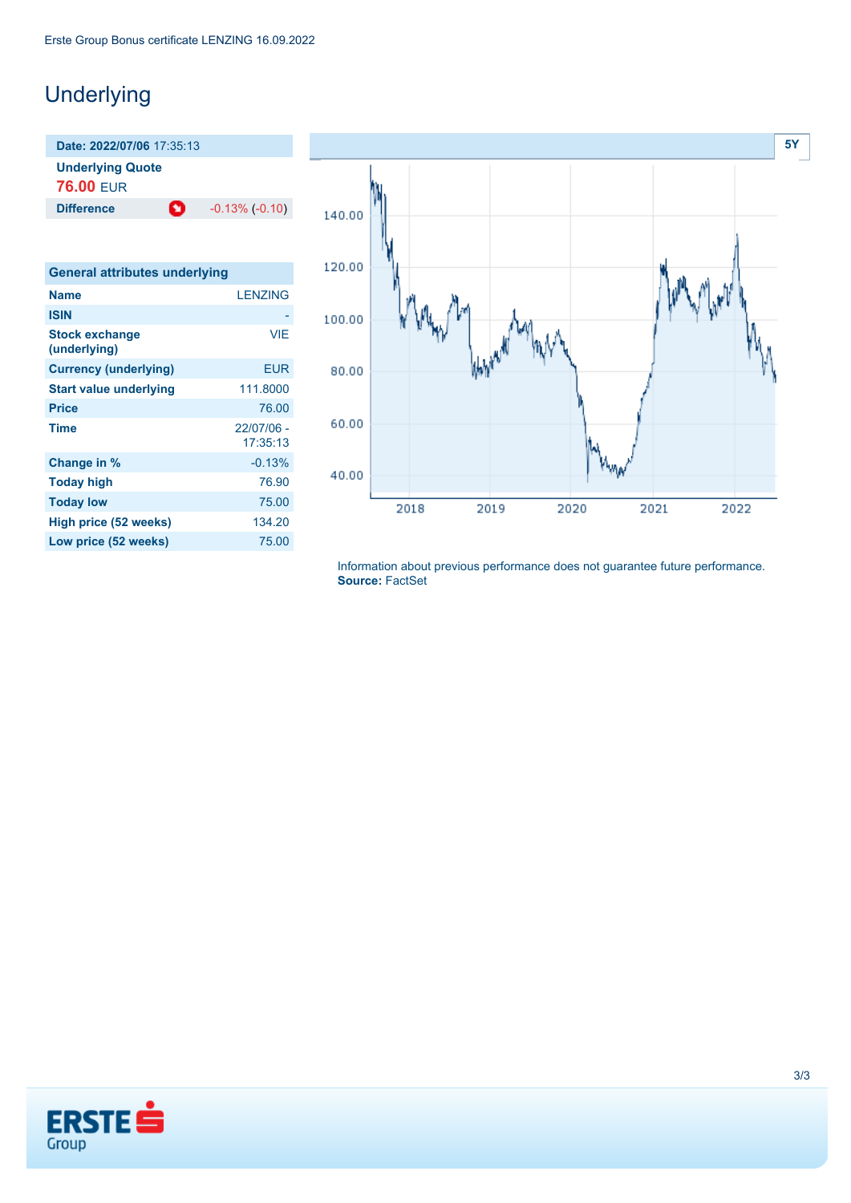# Underlying

**Date: 2022/07/06** 17:35:13

**Underlying Quote**

**76.00** EUR

| | |
|---|---|
| **Difference** | -0.13% (-0.10) |

| General attributes underlying | |
|---|---|
| **Name** | LENZING |
| **ISIN** | - |
| **Stock exchange (underlying)** | VIE |
| **Currency (underlying)** | EUR |
| **Start value underlying** | 111.8000 |
| **Price** | 76.00 |
| **Time** | 22/07/06 - 17:35:13 |
| **Change in %** | -0.13% |
| **Today high** | 76.90 |
| **Today low** | 75.00 |
| **High price (52 weeks)** | 134.20 |
| **Low price (52 weeks)** | 75.00 |

5Y

140.00
120.00
100.00
80.00
60.00
40.00

2018 2019 2020 2021 2022

Information about previous performance does not guarantee future performance.
**Source:** FactSet